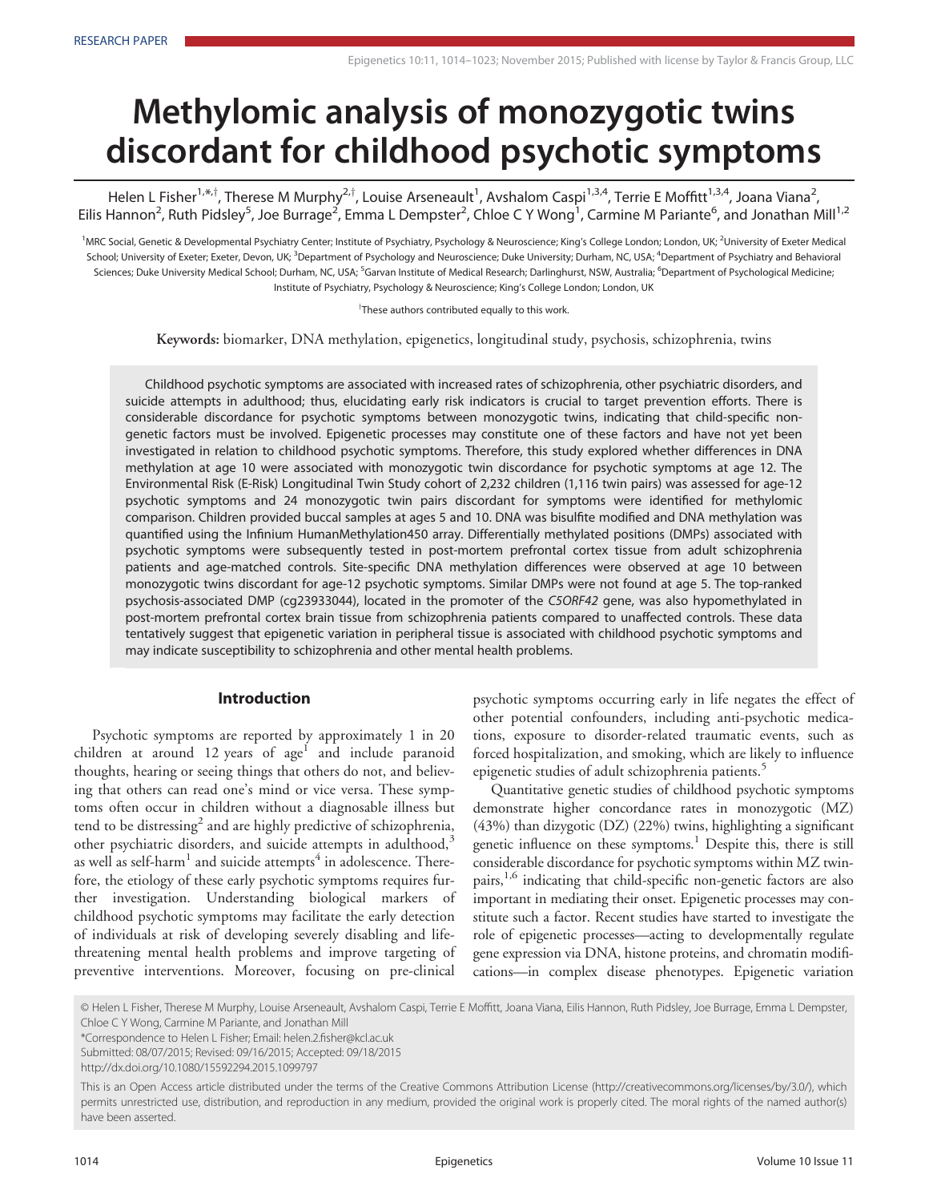RESEARCH PAPER

# Methylomic analysis of monozygotic twins discordant for childhood psychotic symptoms

Helen L Fisher[1,*,†], Therese M Murphy[2,†], Louise Arseneault[1], Avshalom Caspi[1,3,4], Terrie E Moffitt[1,3,4], Joana Viana[2], Eilis Hannon[2], Ruth Pidsley[5], Joe Burrage[2], Emma L Dempster[2], Chloe C Y Wong[1], Carmine M Pariante[6], and Jonathan Mill[1,2]

[1]MRC Social, Genetic & Developmental Psychiatry Center; Institute of Psychiatry, Psychology & Neuroscience; King's College London; London, UK; [2]University of Exeter Medical School; University of Exeter; Exeter, Devon, UK; [3]Department of Psychology and Neuroscience; Duke University; Durham, NC, USA; [4]Department of Psychiatry and Behavioral Sciences; Duke University Medical School; Durham, NC, USA; [5]Garvan Institute of Medical Research; Darlinghurst, NSW, Australia; [6]Department of Psychological Medicine; Institute of Psychiatry, Psychology & Neuroscience; King's College London; London, UK

[†]These authors contributed equally to this work.

**Keywords:** biomarker, DNA methylation, epigenetics, longitudinal study, psychosis, schizophrenia, twins

Childhood psychotic symptoms are associated with increased rates of schizophrenia, other psychiatric disorders, and suicide attempts in adulthood; thus, elucidating early risk indicators is crucial to target prevention efforts. There is considerable discordance for psychotic symptoms between monozygotic twins, indicating that child-specific non-genetic factors must be involved. Epigenetic processes may constitute one of these factors and have not yet been investigated in relation to childhood psychotic symptoms. Therefore, this study explored whether differences in DNA methylation at age 10 were associated with monozygotic twin discordance for psychotic symptoms at age 12. The Environmental Risk (E-Risk) Longitudinal Twin Study cohort of 2,232 children (1,116 twin pairs) was assessed for age-12 psychotic symptoms and 24 monozygotic twin pairs discordant for symptoms were identified for methylomic comparison. Children provided buccal samples at ages 5 and 10. DNA was bisulfite modified and DNA methylation was quantified using the Infinium HumanMethylation450 array. Differentially methylated positions (DMPs) associated with psychotic symptoms were subsequently tested in post-mortem prefrontal cortex tissue from adult schizophrenia patients and age-matched controls. Site-specific DNA methylation differences were observed at age 10 between monozygotic twins discordant for age-12 psychotic symptoms. Similar DMPs were not found at age 5. The top-ranked psychosis-associated DMP (cg23933044), located in the promoter of the *C5ORF42* gene, was also hypomethylated in post-mortem prefrontal cortex brain tissue from schizophrenia patients compared to unaffected controls. These data tentatively suggest that epigenetic variation in peripheral tissue is associated with childhood psychotic symptoms and may indicate susceptibility to schizophrenia and other mental health problems.

## Introduction

Psychotic symptoms are reported by approximately 1 in 20 children at around 12 years of age[1] and include paranoid thoughts, hearing or seeing things that others do not, and believing that others can read one's mind or vice versa. These symptoms often occur in children without a diagnosable illness but tend to be distressing[2] and are highly predictive of schizophrenia, other psychiatric disorders, and suicide attempts in adulthood,[3] as well as self-harm[1] and suicide attempts[4] in adolescence. Therefore, the etiology of these early psychotic symptoms requires further investigation. Understanding biological markers of childhood psychotic symptoms may facilitate the early detection of individuals at risk of developing severely disabling and life-threatening mental health problems and improve targeting of preventive interventions. Moreover, focusing on pre-clinical psychotic symptoms occurring early in life negates the effect of other potential confounders, including anti-psychotic medications, exposure to disorder-related traumatic events, such as forced hospitalization, and smoking, which are likely to influence epigenetic studies of adult schizophrenia patients.[5]

Quantitative genetic studies of childhood psychotic symptoms demonstrate higher concordance rates in monozygotic (MZ) (43%) than dizygotic (DZ) (22%) twins, highlighting a significant genetic influence on these symptoms.[1] Despite this, there is still considerable discordance for psychotic symptoms within MZ twin-pairs,[1,6] indicating that child-specific non-genetic factors are also important in mediating their onset. Epigenetic processes may constitute such a factor. Recent studies have started to investigate the role of epigenetic processes—acting to developmentally regulate gene expression via DNA, histone proteins, and chromatin modifications—in complex disease phenotypes. Epigenetic variation

© Helen L Fisher, Therese M Murphy, Louise Arseneault, Avshalom Caspi, Terrie E Moffitt, Joana Viana, Eilis Hannon, Ruth Pidsley, Joe Burrage, Emma L Dempster, Chloe C Y Wong, Carmine M Pariante, and Jonathan Mill
*Correspondence to Helen L Fisher; Email: helen.2.fisher@kcl.ac.uk
Submitted: 08/07/2015; Revised: 09/16/2015; Accepted: 09/18/2015
http://dx.doi.org/10.1080/15592294.2015.1099797

This is an Open Access article distributed under the terms of the Creative Commons Attribution License (http://creativecommons.org/licenses/by/3.0/), which permits unrestricted use, distribution, and reproduction in any medium, provided the original work is properly cited. The moral rights of the named author(s) have been asserted.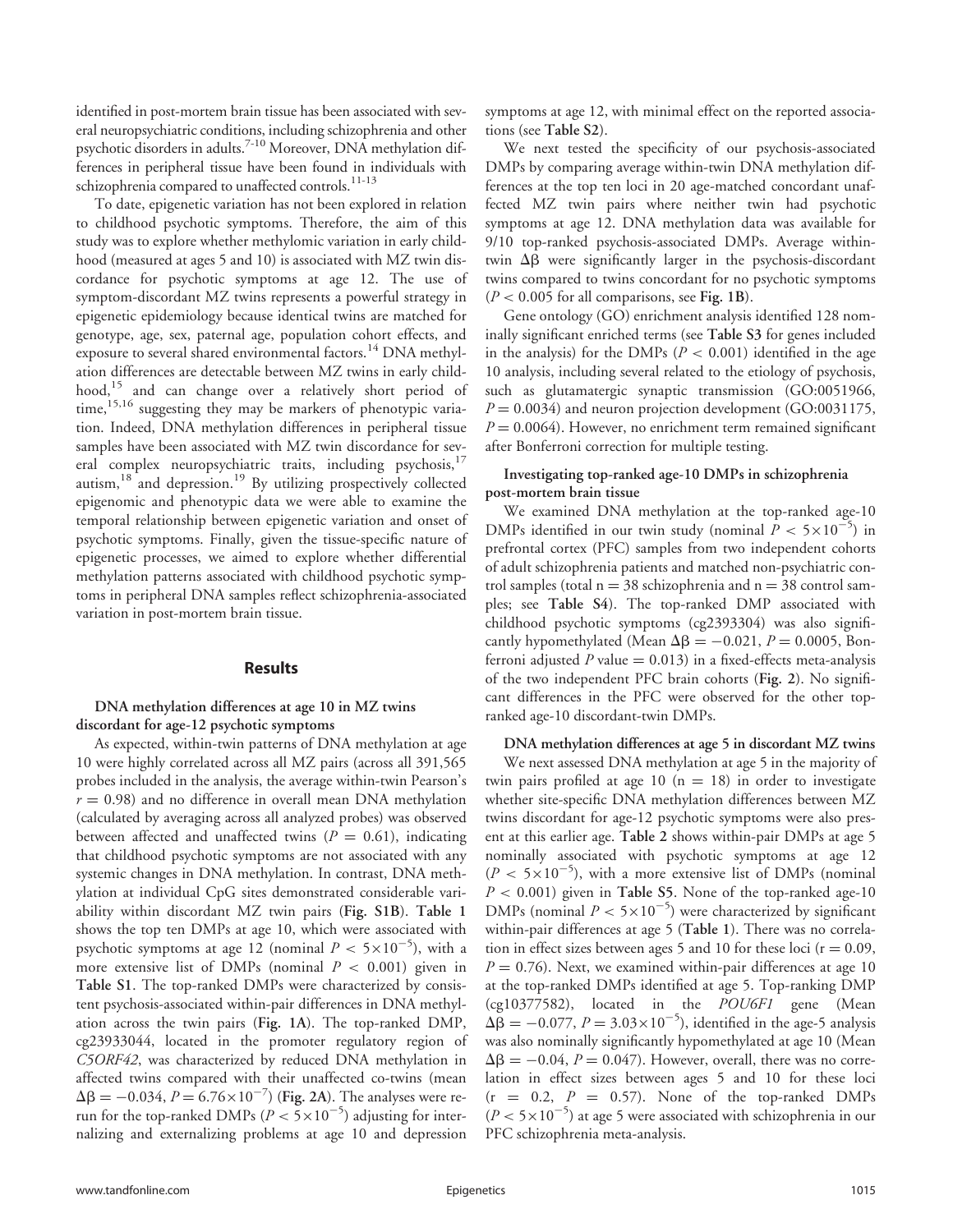identified in post-mortem brain tissue has been associated with several neuropsychiatric conditions, including schizophrenia and other psychotic disorders in adults.[7-10] Moreover, DNA methylation differences in peripheral tissue have been found in individuals with schizophrenia compared to unaffected controls.[11-13]

To date, epigenetic variation has not been explored in relation to childhood psychotic symptoms. Therefore, the aim of this study was to explore whether methylomic variation in early childhood (measured at ages 5 and 10) is associated with MZ twin discordance for psychotic symptoms at age 12. The use of symptom-discordant MZ twins represents a powerful strategy in epigenetic epidemiology because identical twins are matched for genotype, age, sex, paternal age, population cohort effects, and exposure to several shared environmental factors.[14] DNA methylation differences are detectable between MZ twins in early childhood,[15] and can change over a relatively short period of time,[15,16] suggesting they may be markers of phenotypic variation. Indeed, DNA methylation differences in peripheral tissue samples have been associated with MZ twin discordance for several complex neuropsychiatric traits, including psychosis,[17] autism,[18] and depression.[19] By utilizing prospectively collected epigenomic and phenotypic data we were able to examine the temporal relationship between epigenetic variation and onset of psychotic symptoms. Finally, given the tissue-specific nature of epigenetic processes, we aimed to explore whether differential methylation patterns associated with childhood psychotic symptoms in peripheral DNA samples reflect schizophrenia-associated variation in post-mortem brain tissue.

## Results

### DNA methylation differences at age 10 in MZ twins discordant for age-12 psychotic symptoms

As expected, within-twin patterns of DNA methylation at age 10 were highly correlated across all MZ pairs (across all 391,565 probes included in the analysis, the average within-twin Pearson's $r = 0.98$) and no difference in overall mean DNA methylation (calculated by averaging across all analyzed probes) was observed between affected and unaffected twins ($P = 0.61$), indicating that childhood psychotic symptoms are not associated with any systemic changes in DNA methylation. In contrast, DNA methylation at individual CpG sites demonstrated considerable variability within discordant MZ twin pairs (**Fig. S1B**). **Table 1** shows the top ten DMPs at age 10, which were associated with psychotic symptoms at age 12 (nominal $P < 5\times10^{-5}$), with a more extensive list of DMPs (nominal $P < 0.001$) given in **Table S1**. The top-ranked DMPs were characterized by consistent psychosis-associated within-pair differences in DNA methylation across the twin pairs (**Fig. 1A**). The top-ranked DMP, cg23933044, located in the promoter regulatory region of *C5ORF42*, was characterized by reduced DNA methylation in affected twins compared with their unaffected co-twins (mean $\Delta\beta = -0.034$, $P = 6.76\times10^{-7}$) (**Fig. 2A**). The analyses were re-run for the top-ranked DMPs ($P < 5\times10^{-5}$) adjusting for internalizing and externalizing problems at age 10 and depression symptoms at age 12, with minimal effect on the reported associations (see **Table S2**).

We next tested the specificity of our psychosis-associated DMPs by comparing average within-twin DNA methylation differences at the top ten loci in 20 age-matched concordant unaffected MZ twin pairs where neither twin had psychotic symptoms at age 12. DNA methylation data was available for 9/10 top-ranked psychosis-associated DMPs. Average within-twin $\Delta\beta$ were significantly larger in the psychosis-discordant twins compared to twins concordant for no psychotic symptoms ($P < 0.005$ for all comparisons, see **Fig. 1B**).

Gene ontology (GO) enrichment analysis identified 128 nominally significant enriched terms (see **Table S3** for genes included in the analysis) for the DMPs ($P < 0.001$) identified in the age 10 analysis, including several related to the etiology of psychosis, such as glutamatergic synaptic transmission (GO:0051966, $P = 0.0034$) and neuron projection development (GO:0031175, $P = 0.0064$). However, no enrichment term remained significant after Bonferroni correction for multiple testing.

### Investigating top-ranked age-10 DMPs in schizophrenia post-mortem brain tissue

We examined DNA methylation at the top-ranked age-10 DMPs identified in our twin study (nominal $P < 5\times10^{-5}$) in prefrontal cortex (PFC) samples from two independent cohorts of adult schizophrenia patients and matched non-psychiatric control samples (total n = 38 schizophrenia and n = 38 control samples; see **Table S4**). The top-ranked DMP associated with childhood psychotic symptoms (cg2393304) was also significantly hypomethylated (Mean $\Delta\beta = -0.021$, $P = 0.0005$, Bonferroni adjusted $P$ value $= 0.013$) in a fixed-effects meta-analysis of the two independent PFC brain cohorts (**Fig. 2**). No significant differences in the PFC were observed for the other top-ranked age-10 discordant-twin DMPs.

### DNA methylation differences at age 5 in discordant MZ twins

We next assessed DNA methylation at age 5 in the majority of twin pairs profiled at age 10 (n = 18) in order to investigate whether site-specific DNA methylation differences between MZ twins discordant for age-12 psychotic symptoms were also present at this earlier age. **Table 2** shows within-pair DMPs at age 5 nominally associated with psychotic symptoms at age 12 ($P < 5\times10^{-5}$), with a more extensive list of DMPs (nominal $P < 0.001$) given in **Table S5**. None of the top-ranked age-10 DMPs (nominal $P < 5\times10^{-5}$) were characterized by significant within-pair differences at age 5 (**Table 1**). There was no correlation in effect sizes between ages 5 and 10 for these loci ($r = 0.09$, $P = 0.76$). Next, we examined within-pair differences at age 10 at the top-ranked DMPs identified at age 5. Top-ranking DMP (cg10377582), located in the *POU6F1* gene (Mean $\Delta\beta = -0.077$, $P = 3.03\times10^{-5}$), identified in the age-5 analysis was also nominally significantly hypomethylated at age 10 (Mean $\Delta\beta = -0.04$, $P = 0.047$). However, overall, there was no correlation in effect sizes between ages 5 and 10 for these loci ($r = 0.2$, $P = 0.57$). None of the top-ranked DMPs ($P < 5\times10^{-5}$) at age 5 were associated with schizophrenia in our PFC schizophrenia meta-analysis.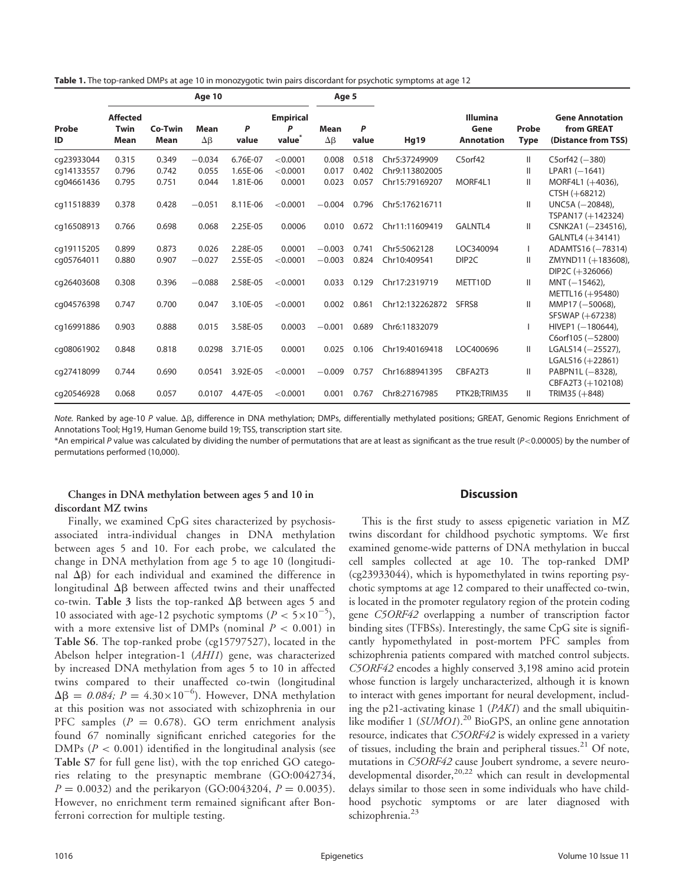**Table 1.** The top-ranked DMPs at age 10 in monozygotic twin pairs discordant for psychotic symptoms at age 12

| Probe ID | Age 10 | | | | | Age 5 | | Hg19 | Illumina Gene Annotation | Probe Type | Gene Annotation from GREAT (Distance from TSS) |
|---|---|---|---|---|---|---|---|---|---|---|---|
| | Affected Twin Mean | Co-Twin Mean | Mean Δβ | *P* value | Empirical *P* value* | Mean Δβ | *P* value | | | | |
| cg23933044 | 0.315 | 0.349 | −0.034 | 6.76E-07 | <0.0001 | 0.008 | 0.518 | Chr5:37249909 | C5orf42 | II | C5orf42 (−380) |
| cg14133557 | 0.796 | 0.742 | 0.055 | 1.65E-06 | <0.0001 | 0.017 | 0.402 | Chr9:113802005 | | II | LPAR1 (−1641) |
| cg04661436 | 0.795 | 0.751 | 0.044 | 1.81E-06 | 0.0001 | 0.023 | 0.057 | Chr15:79169207 | MORF4L1 | II | MORF4L1 (+4036), CTSH (+68212) |
| cg11518839 | 0.378 | 0.428 | −0.051 | 8.11E-06 | <0.0001 | −0.004 | 0.796 | Chr5:176216711 | | II | UNC5A (−20848), TSPAN17 (+142324) |
| cg16508913 | 0.766 | 0.698 | 0.068 | 2.25E-05 | 0.0006 | 0.010 | 0.672 | Chr11:11609419 | GALNTL4 | II | CSNK2A1 (−234516), GALNTL4 (+34141) |
| cg19115205 | 0.899 | 0.873 | 0.026 | 2.28E-05 | 0.0001 | −0.003 | 0.741 | Chr5:5062128 | LOC340094 | I | ADAMTS16 (−78314) |
| cg05764011 | 0.880 | 0.907 | −0.027 | 2.55E-05 | <0.0001 | −0.003 | 0.824 | Chr10:409541 | DIP2C | II | ZMYND11 (+183608), DIP2C (+326066) |
| cg26403608 | 0.308 | 0.396 | −0.088 | 2.58E-05 | <0.0001 | 0.033 | 0.129 | Chr17:2319719 | METT10D | II | MNT (−15462), METTL16 (+95480) |
| cg04576398 | 0.747 | 0.700 | 0.047 | 3.10E-05 | <0.0001 | 0.002 | 0.861 | Chr12:132262872 | SFRS8 | II | MMP17 (−50068), SFSWAP (+67238) |
| cg16991886 | 0.903 | 0.888 | 0.015 | 3.58E-05 | 0.0003 | −0.001 | 0.689 | Chr6:11832079 | | I | HIVEP1 (−180644), C6orf105 (−52800) |
| cg08061902 | 0.848 | 0.818 | 0.0298 | 3.71E-05 | 0.0001 | 0.025 | 0.106 | Chr19:40169418 | LOC400696 | II | LGALS14 (−25527), LGALS16 (+22861) |
| cg27418099 | 0.744 | 0.690 | 0.0541 | 3.92E-05 | <0.0001 | −0.009 | 0.757 | Chr16:88941395 | CBFA2T3 | II | PABPN1L (−8328), CBFA2T3 (+102108) |
| cg20546928 | 0.068 | 0.057 | 0.0107 | 4.47E-05 | <0.0001 | 0.001 | 0.767 | Chr8:27167985 | PTK2B;TRIM35 | II | TRIM35 (+848) |

*Note.* Ranked by age-10 *P* value. Δβ, difference in DNA methylation; DMPs, differentially methylated positions; GREAT, Genomic Regions Enrichment of Annotations Tool; Hg19, Human Genome build 19; TSS, transcription start site.

*An empirical *P* value was calculated by dividing the number of permutations that are at least as significant as the true result ($P<0.00005$) by the number of permutations performed (10,000).

### Changes in DNA methylation between ages 5 and 10 in discordant MZ twins

Finally, we examined CpG sites characterized by psychosis-associated intra-individual changes in DNA methylation between ages 5 and 10. For each probe, we calculated the change in DNA methylation from age 5 to age 10 (longitudinal Δβ) for each individual and examined the difference in longitudinal Δβ between affected twins and their unaffected co-twin. **Table 3** lists the top-ranked Δβ between ages 5 and 10 associated with age-12 psychotic symptoms ($P < 5\times10^{-5}$), with a more extensive list of DMPs (nominal $P < 0.001$) in **Table S6**. The top-ranked probe (cg15797527), located in the Abelson helper integration-1 (*AHI1*) gene, was characterized by increased DNA methylation from ages 5 to 10 in affected twins compared to their unaffected co-twin (longitudinal $\Delta\beta = 0.084$; $P = 4.30\times10^{-6}$). However, DNA methylation at this position was not associated with schizophrenia in our PFC samples ($P = 0.678$). GO term enrichment analysis found 67 nominally significant enriched categories for the DMPs ($P < 0.001$) identified in the longitudinal analysis (see **Table S7** for full gene list), with the top enriched GO categories relating to the presynaptic membrane (GO:0042734, $P = 0.0032$) and the perikaryon (GO:0043204, $P = 0.0035$). However, no enrichment term remained significant after Bonferroni correction for multiple testing.

## Discussion

This is the first study to assess epigenetic variation in MZ twins discordant for childhood psychotic symptoms. We first examined genome-wide patterns of DNA methylation in buccal cell samples collected at age 10. The top-ranked DMP (cg23933044), which is hypomethylated in twins reporting psychotic symptoms at age 12 compared to their unaffected co-twin, is located in the promoter regulatory region of the protein coding gene *C5ORF42* overlapping a number of transcription factor binding sites (TFBSs). Interestingly, the same CpG site is significantly hypomethylated in post-mortem PFC samples from schizophrenia patients compared with matched control subjects. *C5ORF42* encodes a highly conserved 3,198 amino acid protein whose function is largely uncharacterized, although it is known to interact with genes important for neural development, including the p21-activating kinase 1 (*PAK1*) and the small ubiquitin-like modifier 1 (*SUMO1*).[20] BioGPS, an online gene annotation resource, indicates that *C5ORF42* is widely expressed in a variety of tissues, including the brain and peripheral tissues.[21] Of note, mutations in *C5ORF42* cause Joubert syndrome, a severe neurodevelopmental disorder,[20,22] which can result in developmental delays similar to those seen in some individuals who have childhood psychotic symptoms or are later diagnosed with schizophrenia.[23]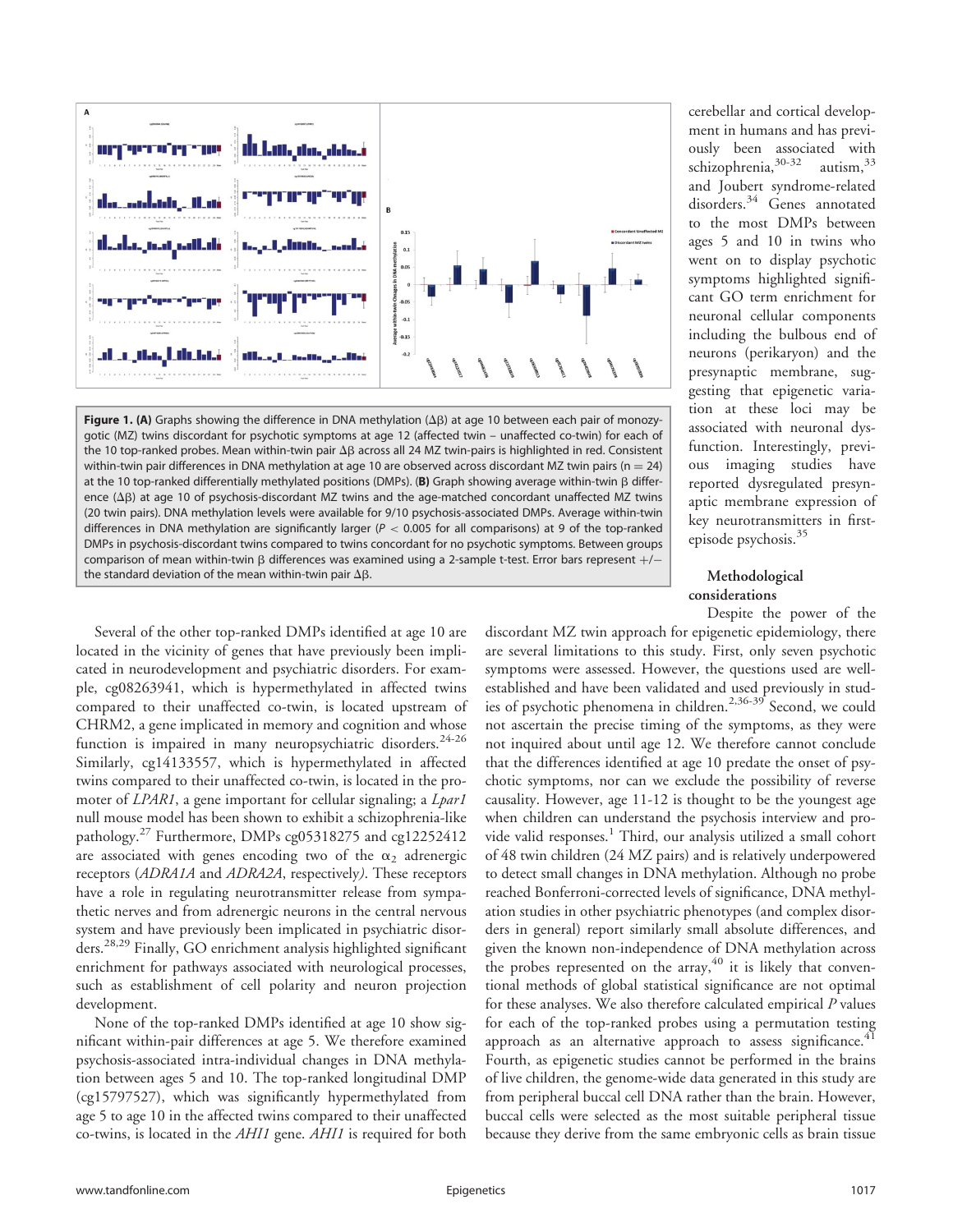**Figure 1. (A)** Graphs showing the difference in DNA methylation (Δβ) at age 10 between each pair of monozygotic (MZ) twins discordant for psychotic symptoms at age 12 (affected twin – unaffected co-twin) for each of the 10 top-ranked probes. Mean within-twin pair Δβ across all 24 MZ twin-pairs is highlighted in red. Consistent within-twin pair differences in DNA methylation at age 10 are observed across discordant MZ twin pairs (n = 24) at the 10 top-ranked differentially methylated positions (DMPs). **(B)** Graph showing average within-twin β difference (Δβ) at age 10 of psychosis-discordant MZ twins and the age-matched concordant unaffected MZ twins (20 twin pairs). DNA methylation levels were available for 9/10 psychosis-associated DMPs. Average within-twin differences in DNA methylation are significantly larger ($P < 0.005$ for all comparisons) at 9 of the top-ranked DMPs in psychosis-discordant twins compared to twins concordant for no psychotic symptoms. Between groups comparison of mean within-twin β differences was examined using a 2-sample t-test. Error bars represent +/− the standard deviation of the mean within-twin pair Δβ.

Several of the other top-ranked DMPs identified at age 10 are located in the vicinity of genes that have previously been implicated in neurodevelopment and psychiatric disorders. For example, cg08263941, which is hypermethylated in affected twins compared to their unaffected co-twin, is located upstream of CHRM2, a gene implicated in memory and cognition and whose function is impaired in many neuropsychiatric disorders.[24-26] Similarly, cg14133557, which is hypermethylated in affected twins compared to their unaffected co-twin, is located in the promoter of *LPAR1*, a gene important for cellular signaling; a *Lpar1* null mouse model has been shown to exhibit a schizophrenia-like pathology.[27] Furthermore, DMPs cg05318275 and cg12252412 are associated with genes encoding two of the $\alpha_2$ adrenergic receptors (*ADRA1A* and *ADRA2A*, respectively*)*. These receptors have a role in regulating neurotransmitter release from sympathetic nerves and from adrenergic neurons in the central nervous system and have previously been implicated in psychiatric disorders.[28,29] Finally, GO enrichment analysis highlighted significant enrichment for pathways associated with neurological processes, such as establishment of cell polarity and neuron projection development.

None of the top-ranked DMPs identified at age 10 show significant within-pair differences at age 5. We therefore examined psychosis-associated intra-individual changes in DNA methylation between ages 5 and 10. The top-ranked longitudinal DMP (cg15797527), which was significantly hypermethylated from age 5 to age 10 in the affected twins compared to their unaffected co-twins, is located in the *AHI1* gene. *AHI1* is required for both cerebellar and cortical development in humans and has previously been associated with schizophrenia,[30-32] autism,[33] and Joubert syndrome-related disorders.[34] Genes annotated to the most DMPs between ages 5 and 10 in twins who went on to display psychotic symptoms highlighted significant GO term enrichment for neuronal cellular components including the bulbous end of neurons (perikaryon) and the presynaptic membrane, suggesting that epigenetic variation at these loci may be associated with neuronal dysfunction. Interestingly, previous imaging studies have reported dysregulated presynaptic membrane expression of key neurotransmitters in first-episode psychosis.[35]

## Methodological considerations

Despite the power of the discordant MZ twin approach for epigenetic epidemiology, there are several limitations to this study. First, only seven psychotic symptoms were assessed. However, the questions used are well-established and have been validated and used previously in studies of psychotic phenomena in children.[2,36-39] Second, we could not ascertain the precise timing of the symptoms, as they were not inquired about until age 12. We therefore cannot conclude that the differences identified at age 10 predate the onset of psychotic symptoms, nor can we exclude the possibility of reverse causality. However, age 11-12 is thought to be the youngest age when children can understand the psychosis interview and provide valid responses.[1] Third, our analysis utilized a small cohort of 48 twin children (24 MZ pairs) and is relatively underpowered to detect small changes in DNA methylation. Although no probe reached Bonferroni-corrected levels of significance, DNA methylation studies in other psychiatric phenotypes (and complex disorders in general) report similarly small absolute differences, and given the known non-independence of DNA methylation across the probes represented on the array,[40] it is likely that conventional methods of global statistical significance are not optimal for these analyses. We also therefore calculated empirical *P* values for each of the top-ranked probes using a permutation testing approach as an alternative approach to assess significance.[41] Fourth, as epigenetic studies cannot be performed in the brains of live children, the genome-wide data generated in this study are from peripheral buccal cell DNA rather than the brain. However, buccal cells were selected as the most suitable peripheral tissue because they derive from the same embryonic cells as brain tissue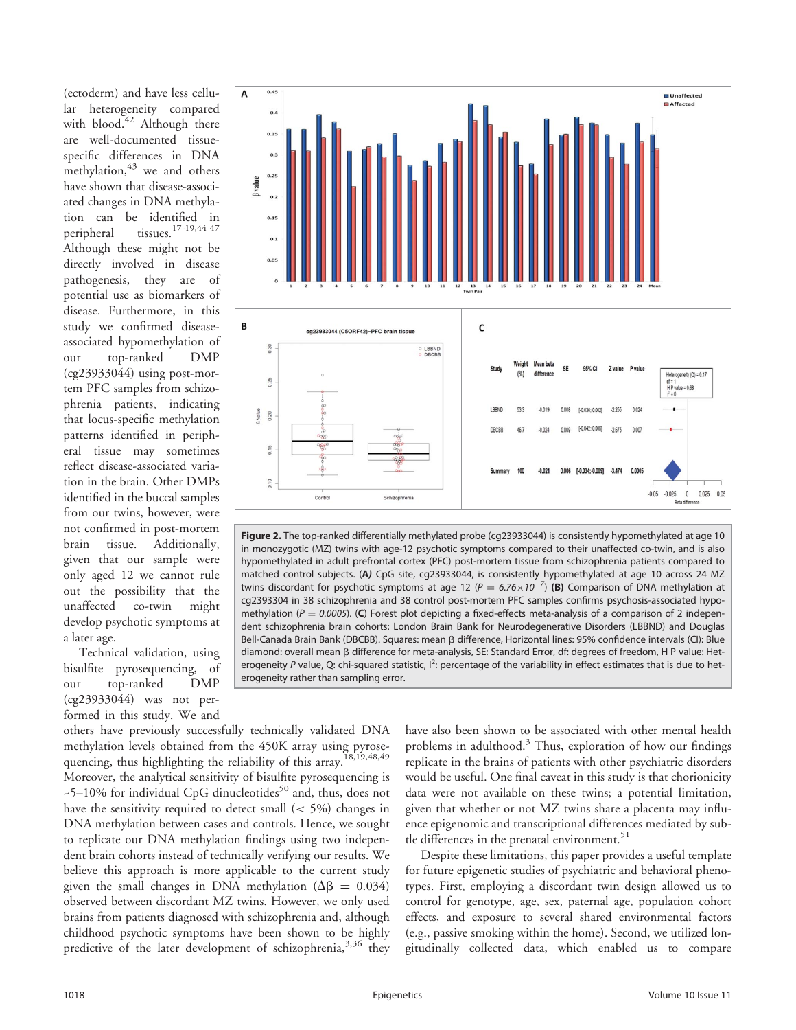(ectoderm) and have less cellular heterogeneity compared with blood.[42] Although there are well-documented tissue-specific differences in DNA methylation,[43] we and others have shown that disease-associated changes in DNA methylation can be identified in peripheral tissues.[17-19,44-47] Although these might not be directly involved in disease pathogenesis, they are of potential use as biomarkers of disease. Furthermore, in this study we confirmed disease-associated hypomethylation of our top-ranked DMP (cg23933044) using post-mortem PFC samples from schizophrenia patients, indicating that locus-specific methylation patterns identified in peripheral tissue may sometimes reflect disease-associated variation in the brain. Other DMPs identified in the buccal samples from our twins, however, were not confirmed in post-mortem brain tissue. Additionally, given that our sample were only aged 12 we cannot rule out the possibility that the unaffected co-twin might develop psychotic symptoms at a later age.

Technical validation, using bisulfite pyrosequencing, of our top-ranked DMP (cg23933044) was not performed in this study. We and others have previously successfully technically validated DNA methylation levels obtained from the 450K array using pyrosequencing, thus highlighting the reliability of this array.[18,19,48,49] Moreover, the analytical sensitivity of bisulfite pyrosequencing is ~5–10% for individual CpG dinucleotides[50] and, thus, does not have the sensitivity required to detect small (< 5%) changes in DNA methylation between cases and controls. Hence, we sought to replicate our DNA methylation findings using two independent brain cohorts instead of technically verifying our results. We believe this approach is more applicable to the current study given the small changes in DNA methylation ($\Delta\beta = 0.034$) observed between discordant MZ twins. However, we only used brains from patients diagnosed with schizophrenia and, although childhood psychotic symptoms have been shown to be highly predictive of the later development of schizophrenia,[3,36] they have also been shown to be associated with other mental health problems in adulthood.[3] Thus, exploration of how our findings replicate in the brains of patients with other psychiatric disorders would be useful. One final caveat in this study is that chorionicity data were not available on these twins; a potential limitation, given that whether or not MZ twins share a placenta may influence epigenomic and transcriptional differences mediated by subtle differences in the prenatal environment.[51]

**Figure 2.** The top-ranked differentially methylated probe (cg23933044) is consistently hypomethylated at age 10 in monozygotic (MZ) twins with age-12 psychotic symptoms compared to their unaffected co-twin, and is also hypomethylated in adult prefrontal cortex (PFC) post-mortem tissue from schizophrenia patients compared to matched control subjects. (**A**) CpG site, cg23933044, is consistently hypomethylated at age 10 across 24 MZ twins discordant for psychotic symptoms at age 12 ($P = 6.76 \times 10^{-7}$) **(B)** Comparison of DNA methylation at cg2393304 in 38 schizophrenia and 38 control post-mortem PFC samples confirms psychosis-associated hypomethylation ($P = 0.0005$). (**C**) Forest plot depicting a fixed-effects meta-analysis of a comparison of 2 independent schizophrenia brain cohorts: London Brain Bank for Neurodegenerative Disorders (LBBND) and Douglas Bell-Canada Brain Bank (DBCBB). Squares: mean β difference, Horizontal lines: 95% confidence intervals (CI): Blue diamond: overall mean β difference for meta-analysis, SE: Standard Error, df: degrees of freedom, H P value: Heterogeneity P value, Q: chi-squared statistic, $I^2$: percentage of the variability in effect estimates that is due to heterogeneity rather than sampling error.

Despite these limitations, this paper provides a useful template for future epigenetic studies of psychiatric and behavioral phenotypes. First, employing a discordant twin design allowed us to control for genotype, age, sex, paternal age, population cohort effects, and exposure to several shared environmental factors (e.g., passive smoking within the home). Second, we utilized longitudinally collected data, which enabled us to compare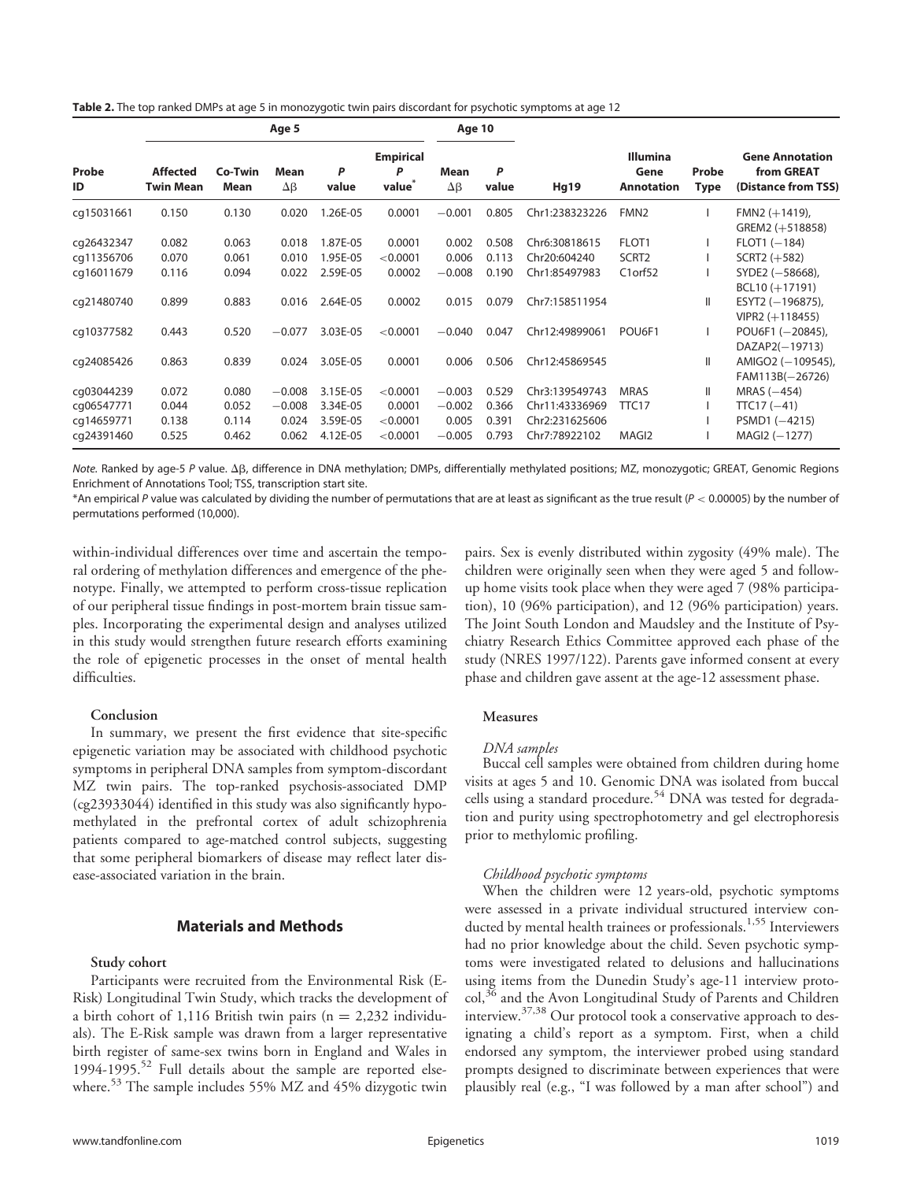**Table 2.** The top ranked DMPs at age 5 in monozygotic twin pairs discordant for psychotic symptoms at age 12

| Probe ID | Age 5 | | | | | Age 10 | | Hg19 | Illumina Gene Annotation | Probe Type | Gene Annotation from GREAT (Distance from TSS) |
|---|---|---|---|---|---|---|---|---|---|---|---|
| | Affected Twin Mean | Co-Twin Mean | Mean Δβ | P value | Empirical P value* | Mean Δβ | P value | | | | |
| cg15031661 | 0.150 | 0.130 | 0.020 | 1.26E-05 | 0.0001 | −0.001 | 0.805 | Chr1:238323226 | FMN2 | I | FMN2 (+1419), GREM2 (+518858) |
| cg26432347 | 0.082 | 0.063 | 0.018 | 1.87E-05 | 0.0001 | 0.002 | 0.508 | Chr6:30818615 | FLOT1 | I | FLOT1 (−184) |
| cg11356706 | 0.070 | 0.061 | 0.010 | 1.95E-05 | <0.0001 | 0.006 | 0.113 | Chr20:604240 | SCRT2 | I | SCRT2 (+582) |
| cg16011679 | 0.116 | 0.094 | 0.022 | 2.59E-05 | 0.0002 | −0.008 | 0.190 | Chr1:85497983 | C1orf52 | I | SYDE2 (−58668), BCL10 (+17191) |
| cg21480740 | 0.899 | 0.883 | 0.016 | 2.64E-05 | 0.0002 | 0.015 | 0.079 | Chr7:158511954 | | II | ESYT2 (−196875), VIPR2 (+118455) |
| cg10377582 | 0.443 | 0.520 | −0.077 | 3.03E-05 | <0.0001 | −0.040 | 0.047 | Chr12:49899061 | POU6F1 | I | POU6F1 (−20845), DAZAP2(−19713) |
| cg24085426 | 0.863 | 0.839 | 0.024 | 3.05E-05 | 0.0001 | 0.006 | 0.506 | Chr12:45869545 | | II | AMIGO2 (−109545), FAM113B(−26726) |
| cg03044239 | 0.072 | 0.080 | −0.008 | 3.15E-05 | <0.0001 | −0.003 | 0.529 | Chr3:139549743 | MRAS | II | MRAS (−454) |
| cg06547771 | 0.044 | 0.052 | −0.008 | 3.34E-05 | 0.0001 | −0.002 | 0.366 | Chr11:43336969 | TTC17 | I | TTC17 (−41) |
| cg14659771 | 0.138 | 0.114 | 0.024 | 3.59E-05 | <0.0001 | 0.005 | 0.391 | Chr2:231625606 | | I | PSMD1 (−4215) |
| cg24391460 | 0.525 | 0.462 | 0.062 | 4.12E-05 | <0.0001 | −0.005 | 0.793 | Chr7:78922102 | MAGI2 | I | MAGI2 (−1277) |

*Note.* Ranked by age-5 *P* value. Δβ, difference in DNA methylation; DMPs, differentially methylated positions; MZ, monozygotic; GREAT, Genomic Regions Enrichment of Annotations Tool; TSS, transcription start site.

*An empirical *P* value was calculated by dividing the number of permutations that are at least as significant as the true result ($P < 0.00005$) by the number of permutations performed (10,000).

within-individual differences over time and ascertain the temporal ordering of methylation differences and emergence of the phenotype. Finally, we attempted to perform cross-tissue replication of our peripheral tissue findings in post-mortem brain tissue samples. Incorporating the experimental design and analyses utilized in this study would strengthen future research efforts examining the role of epigenetic processes in the onset of mental health difficulties.

### Conclusion

In summary, we present the first evidence that site-specific epigenetic variation may be associated with childhood psychotic symptoms in peripheral DNA samples from symptom-discordant MZ twin pairs. The top-ranked psychosis-associated DMP (cg23933044) identified in this study was also significantly hypomethylated in the prefrontal cortex of adult schizophrenia patients compared to age-matched control subjects, suggesting that some peripheral biomarkers of disease may reflect later disease-associated variation in the brain.

## Materials and Methods

### Study cohort

Participants were recruited from the Environmental Risk (E-Risk) Longitudinal Twin Study, which tracks the development of a birth cohort of 1,116 British twin pairs ($n = 2,232$ individuals). The E-Risk sample was drawn from a larger representative birth register of same-sex twins born in England and Wales in 1994-1995.[52] Full details about the sample are reported elsewhere.[53] The sample includes 55% MZ and 45% dizygotic twin pairs. Sex is evenly distributed within zygosity (49% male). The children were originally seen when they were aged 5 and follow-up home visits took place when they were aged 7 (98% participation), 10 (96% participation), and 12 (96% participation) years. The Joint South London and Maudsley and the Institute of Psychiatry Research Ethics Committee approved each phase of the study (NRES 1997/122). Parents gave informed consent at every phase and children gave assent at the age-12 assessment phase.

### Measures

#### *DNA samples*

Buccal cell samples were obtained from children during home visits at ages 5 and 10. Genomic DNA was isolated from buccal cells using a standard procedure.[54] DNA was tested for degradation and purity using spectrophotometry and gel electrophoresis prior to methylomic profiling.

#### *Childhood psychotic symptoms*

When the children were 12 years-old, psychotic symptoms were assessed in a private individual structured interview conducted by mental health trainees or professionals.[1,55] Interviewers had no prior knowledge about the child. Seven psychotic symptoms were investigated related to delusions and hallucinations using items from the Dunedin Study's age-11 interview protocol,[36] and the Avon Longitudinal Study of Parents and Children interview.[37,38] Our protocol took a conservative approach to designating a child's report as a symptom. First, when a child endorsed any symptom, the interviewer probed using standard prompts designed to discriminate between experiences that were plausibly real (e.g., "I was followed by a man after school") and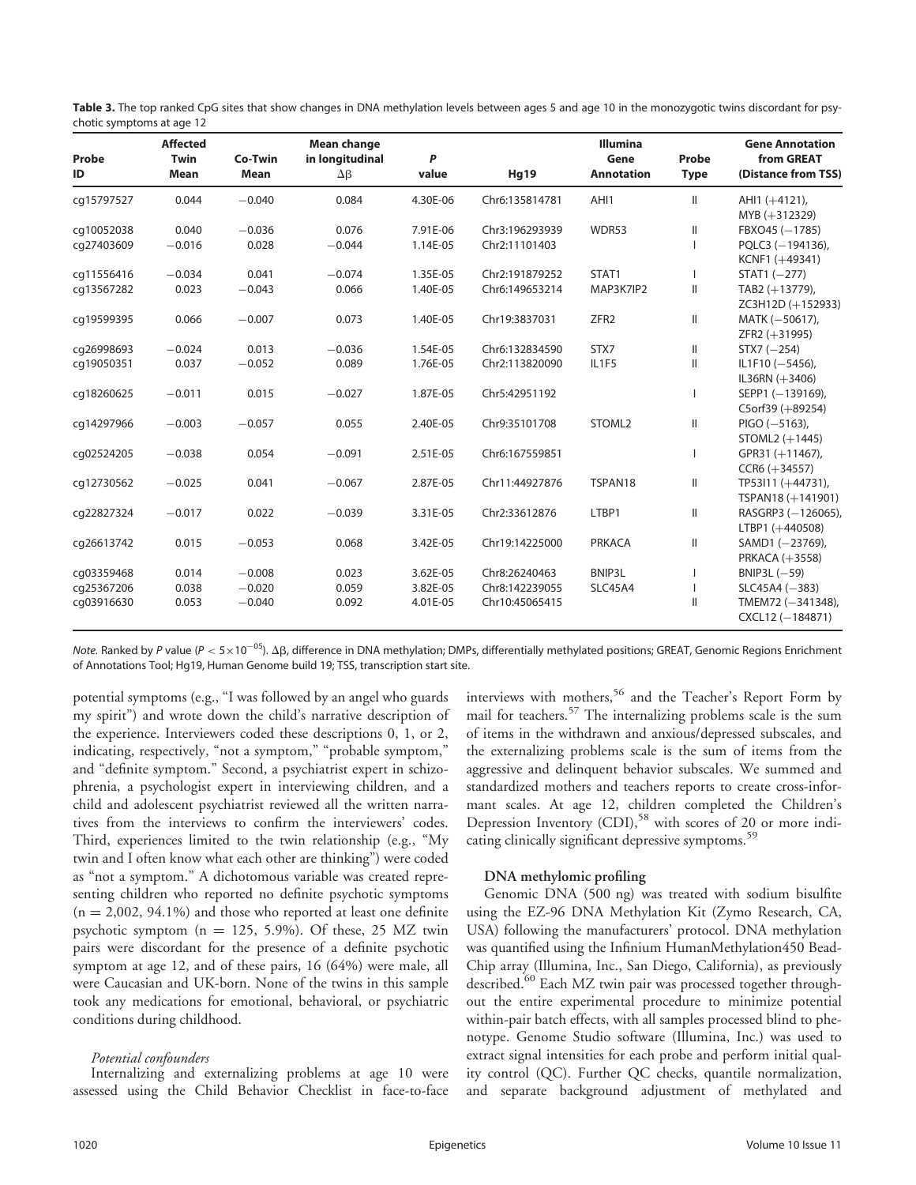**Table 3.** The top ranked CpG sites that show changes in DNA methylation levels between ages 5 and age 10 in the monozygotic twins discordant for psychotic symptoms at age 12

| Probe ID | Affected Twin Mean | Co-Twin Mean | Mean change in longitudinal Δβ | *P* value | Hg19 | Illumina Gene Annotation | Probe Type | Gene Annotation from GREAT (Distance from TSS) |
|---|---|---|---|---|---|---|---|---|
| cg15797527 | 0.044 | −0.040 | 0.084 | 4.30E-06 | Chr6:135814781 | AHI1 | II | AHI1 (+4121), MYB (+312329) |
| cg10052038 | 0.040 | −0.036 | 0.076 | 7.91E-06 | Chr3:196293939 | WDR53 | II | FBXO45 (−1785) |
| cg27403609 | −0.016 | 0.028 | −0.044 | 1.14E-05 | Chr2:11101403 | | I | PQLC3 (−194136), KCNF1 (+49341) |
| cg11556416 | −0.034 | 0.041 | −0.074 | 1.35E-05 | Chr2:191879252 | STAT1 | I | STAT1 (−277) |
| cg13567282 | 0.023 | −0.043 | 0.066 | 1.40E-05 | Chr6:149653214 | MAP3K7IP2 | II | TAB2 (+13779), ZC3H12D (+152933) |
| cg19599395 | 0.066 | −0.007 | 0.073 | 1.40E-05 | Chr19:3837031 | ZFR2 | II | MATK (−50617), ZFR2 (+31995) |
| cg26998693 | −0.024 | 0.013 | −0.036 | 1.54E-05 | Chr6:132834590 | STX7 | II | STX7 (−254) |
| cg19050351 | 0.037 | −0.052 | 0.089 | 1.76E-05 | Chr2:113820090 | IL1F5 | II | IL1F10 (−5456), IL36RN (+3406) |
| cg18260625 | −0.011 | 0.015 | −0.027 | 1.87E-05 | Chr5:42951192 | | I | SEPP1 (−139169), C5orf39 (+89254) |
| cg14297966 | −0.003 | −0.057 | 0.055 | 2.40E-05 | Chr9:35101708 | STOML2 | II | PIGO (−5163), STOML2 (+1445) |
| cg02524205 | −0.038 | 0.054 | −0.091 | 2.51E-05 | Chr6:167559851 | | I | GPR31 (+11467), CCR6 (+34557) |
| cg12730562 | −0.025 | 0.041 | −0.067 | 2.87E-05 | Chr11:44927876 | TSPAN18 | II | TP53I11 (+44731), TSPAN18 (+141901) |
| cg22827324 | −0.017 | 0.022 | −0.039 | 3.31E-05 | Chr2:33612876 | LTBP1 | II | RASGRP3 (−126065), LTBP1 (+440508) |
| cg26613742 | 0.015 | −0.053 | 0.068 | 3.42E-05 | Chr19:14225000 | PRKACA | II | SAMD1 (−23769), PRKACA (+3558) |
| cg03359468 | 0.014 | −0.008 | 0.023 | 3.62E-05 | Chr8:26240463 | BNIP3L | I | BNIP3L (−59) |
| cg25367206 | 0.038 | −0.020 | 0.059 | 3.82E-05 | Chr8:142239055 | SLC45A4 | I | SLC45A4 (−383) |
| cg03916630 | 0.053 | −0.040 | 0.092 | 4.01E-05 | Chr10:45065415 | | II | TMEM72 (−341348), CXCL12 (−184871) |

*Note.* Ranked by *P* value ($P < 5\times10^{-05}$). Δβ, difference in DNA methylation; DMPs, differentially methylated positions; GREAT, Genomic Regions Enrichment of Annotations Tool; Hg19, Human Genome build 19; TSS, transcription start site.

potential symptoms (e.g., "I was followed by an angel who guards my spirit") and wrote down the child's narrative description of the experience. Interviewers coded these descriptions 0, 1, or 2, indicating, respectively, "not a symptom," "probable symptom," and "definite symptom." Second, a psychiatrist expert in schizophrenia, a psychologist expert in interviewing children, and a child and adolescent psychiatrist reviewed all the written narratives from the interviews to confirm the interviewers' codes. Third, experiences limited to the twin relationship (e.g., "My twin and I often know what each other are thinking") were coded as "not a symptom." A dichotomous variable was created representing children who reported no definite psychotic symptoms (n = 2,002, 94.1%) and those who reported at least one definite psychotic symptom (n = 125, 5.9%). Of these, 25 MZ twin pairs were discordant for the presence of a definite psychotic symptom at age 12, and of these pairs, 16 (64%) were male, all were Caucasian and UK-born. None of the twins in this sample took any medications for emotional, behavioral, or psychiatric conditions during childhood.

*Potential confounders*

Internalizing and externalizing problems at age 10 were assessed using the Child Behavior Checklist in face-to-face interviews with mothers,[56] and the Teacher's Report Form by mail for teachers.[57] The internalizing problems scale is the sum of items in the withdrawn and anxious/depressed subscales, and the externalizing problems scale is the sum of items from the aggressive and delinquent behavior subscales. We summed and standardized mothers and teachers reports to create cross-informant scales. At age 12, children completed the Children's Depression Inventory (CDI),[58] with scores of 20 or more indicating clinically significant depressive symptoms.[59]

### DNA methylomic profiling

Genomic DNA (500 ng) was treated with sodium bisulfite using the EZ-96 DNA Methylation Kit (Zymo Research, CA, USA) following the manufacturers' protocol. DNA methylation was quantified using the Infinium HumanMethylation450 BeadChip array (Illumina, Inc., San Diego, California), as previously described.[60] Each MZ twin pair was processed together throughout the entire experimental procedure to minimize potential within-pair batch effects, with all samples processed blind to phenotype. Genome Studio software (Illumina, Inc.) was used to extract signal intensities for each probe and perform initial quality control (QC). Further QC checks, quantile normalization, and separate background adjustment of methylated and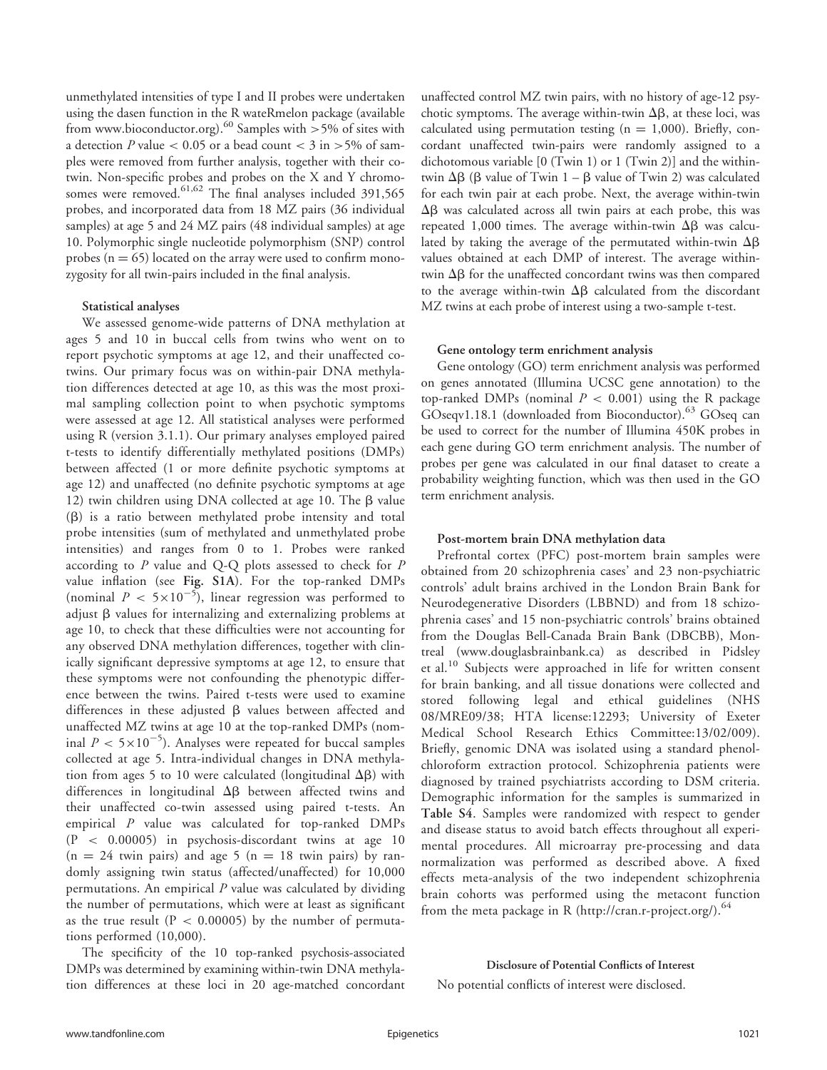unmethylated intensities of type I and II probes were undertaken using the dasen function in the R wateRmelon package (available from www.bioconductor.org).[60] Samples with >5% of sites with a detection $P$ value < 0.05 or a bead count < 3 in >5% of samples were removed from further analysis, together with their co-twin. Non-specific probes and probes on the X and Y chromosomes were removed.[61,62] The final analyses included 391,565 probes, and incorporated data from 18 MZ pairs (36 individual samples) at age 5 and 24 MZ pairs (48 individual samples) at age 10. Polymorphic single nucleotide polymorphism (SNP) control probes (n = 65) located on the array were used to confirm monozygosity for all twin-pairs included in the final analysis.

#### Statistical analyses

We assessed genome-wide patterns of DNA methylation at ages 5 and 10 in buccal cells from twins who went on to report psychotic symptoms at age 12, and their unaffected co-twins. Our primary focus was on within-pair DNA methylation differences detected at age 10, as this was the most proximal sampling collection point to when psychotic symptoms were assessed at age 12. All statistical analyses were performed using R (version 3.1.1). Our primary analyses employed paired t-tests to identify differentially methylated positions (DMPs) between affected (1 or more definite psychotic symptoms at age 12) and unaffected (no definite psychotic symptoms at age 12) twin children using DNA collected at age 10. The $\beta$ value ($\beta$) is a ratio between methylated probe intensity and total probe intensities (sum of methylated and unmethylated probe intensities) and ranges from 0 to 1. Probes were ranked according to $P$ value and Q-Q plots assessed to check for $P$ value inflation (see **Fig. S1A**). For the top-ranked DMPs (nominal $P < 5{\times}10^{-5}$), linear regression was performed to adjust $\beta$ values for internalizing and externalizing problems at age 10, to check that these difficulties were not accounting for any observed DNA methylation differences, together with clinically significant depressive symptoms at age 12, to ensure that these symptoms were not confounding the phenotypic difference between the twins. Paired t-tests were used to examine differences in these adjusted $\beta$ values between affected and unaffected MZ twins at age 10 at the top-ranked DMPs (nominal $P < 5{\times}10^{-5}$). Analyses were repeated for buccal samples collected at age 5. Intra-individual changes in DNA methylation from ages 5 to 10 were calculated (longitudinal $\Delta\beta$) with differences in longitudinal $\Delta\beta$ between affected twins and their unaffected co-twin assessed using paired t-tests. An empirical $P$ value was calculated for top-ranked DMPs ($P < 0.00005$) in psychosis-discordant twins at age 10 (n = 24 twin pairs) and age 5 (n = 18 twin pairs) by randomly assigning twin status (affected/unaffected) for 10,000 permutations. An empirical $P$ value was calculated by dividing the number of permutations, which were at least as significant as the true result ($P < 0.00005$) by the number of permutations performed (10,000).

The specificity of the 10 top-ranked psychosis-associated DMPs was determined by examining within-twin DNA methylation differences at these loci in 20 age-matched concordant unaffected control MZ twin pairs, with no history of age-12 psychotic symptoms. The average within-twin $\Delta\beta$, at these loci, was calculated using permutation testing (n = 1,000). Briefly, concordant unaffected twin-pairs were randomly assigned to a dichotomous variable [0 (Twin 1) or 1 (Twin 2)] and the within-twin $\Delta\beta$ ($\beta$ value of Twin 1 – $\beta$ value of Twin 2) was calculated for each twin pair at each probe. Next, the average within-twin $\Delta\beta$ was calculated across all twin pairs at each probe, this was repeated 1,000 times. The average within-twin $\Delta\beta$ was calculated by taking the average of the permutated within-twin $\Delta\beta$ values obtained at each DMP of interest. The average within-twin $\Delta\beta$ for the unaffected concordant twins was then compared to the average within-twin $\Delta\beta$ calculated from the discordant MZ twins at each probe of interest using a two-sample t-test.

#### Gene ontology term enrichment analysis

Gene ontology (GO) term enrichment analysis was performed on genes annotated (Illumina UCSC gene annotation) to the top-ranked DMPs (nominal $P < 0.001$) using the R package GOseqv1.18.1 (downloaded from Bioconductor).[63] GOseq can be used to correct for the number of Illumina 450K probes in each gene during GO term enrichment analysis. The number of probes per gene was calculated in our final dataset to create a probability weighting function, which was then used in the GO term enrichment analysis.

#### Post-mortem brain DNA methylation data

Prefrontal cortex (PFC) post-mortem brain samples were obtained from 20 schizophrenia cases' and 23 non-psychiatric controls' adult brains archived in the London Brain Bank for Neurodegenerative Disorders (LBBND) and from 18 schizophrenia cases' and 15 non-psychiatric controls' brains obtained from the Douglas Bell-Canada Brain Bank (DBCBB), Montreal (www.douglasbrainbank.ca) as described in Pidsley et al.[10] Subjects were approached in life for written consent for brain banking, and all tissue donations were collected and stored following legal and ethical guidelines (NHS 08/MRE09/38; HTA license:12293; University of Exeter Medical School Research Ethics Committee:13/02/009). Briefly, genomic DNA was isolated using a standard phenol-chloroform extraction protocol. Schizophrenia patients were diagnosed by trained psychiatrists according to DSM criteria. Demographic information for the samples is summarized in **Table S4**. Samples were randomized with respect to gender and disease status to avoid batch effects throughout all experimental procedures. All microarray pre-processing and data normalization was performed as described above. A fixed effects meta-analysis of the two independent schizophrenia brain cohorts was performed using the metacont function from the meta package in R (http://cran.r-project.org/).[64]

#### Disclosure of Potential Conflicts of Interest

No potential conflicts of interest were disclosed.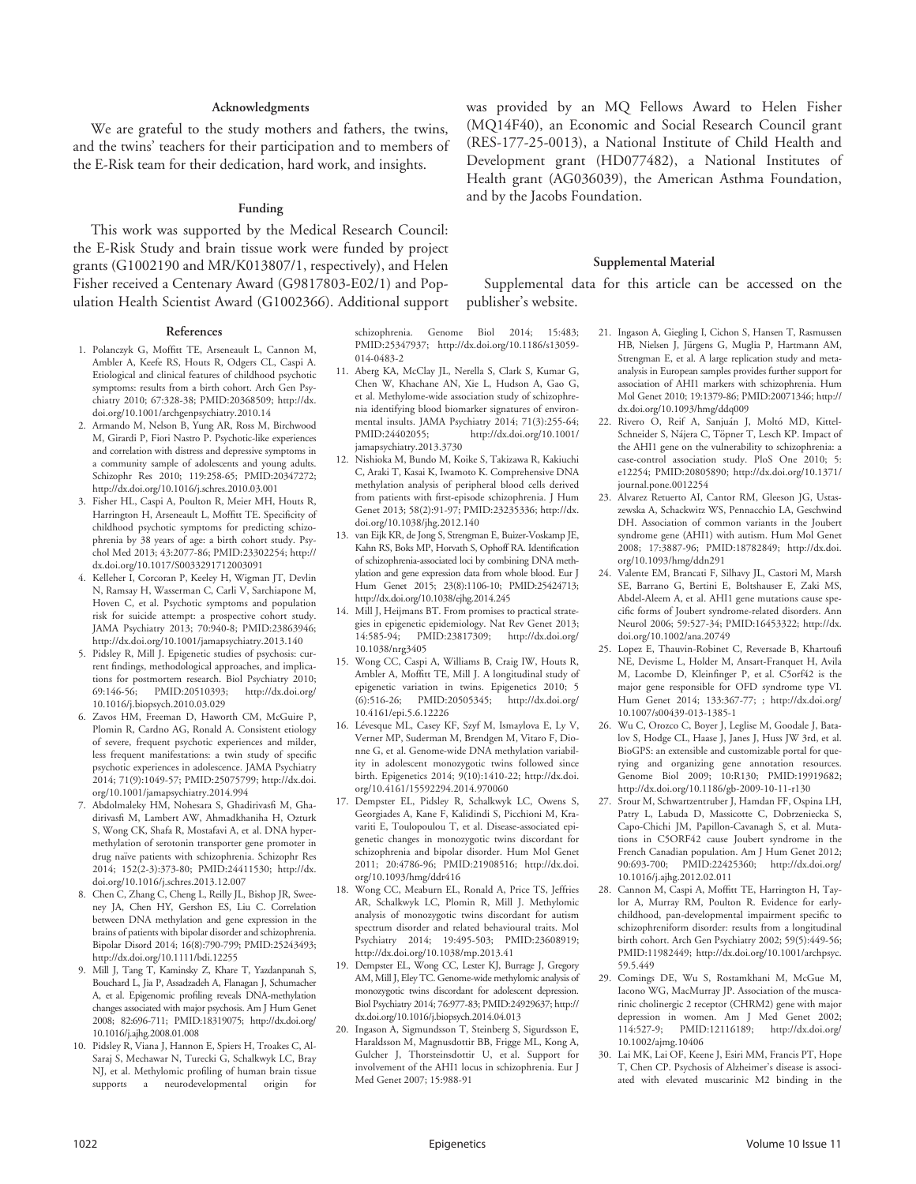### Acknowledgments

We are grateful to the study mothers and fathers, the twins, and the twins' teachers for their participation and to members of the E-Risk team for their dedication, hard work, and insights.

### Funding

This work was supported by the Medical Research Council: the E-Risk Study and brain tissue work were funded by project grants (G1002190 and MR/K013807/1, respectively), and Helen Fisher received a Centenary Award (G9817803-E02/1) and Population Health Scientist Award (G1002366). Additional support was provided by an MQ Fellows Award to Helen Fisher (MQ14F40), an Economic and Social Research Council grant (RES-177-25-0013), a National Institute of Child Health and Development grant (HD077482), a National Institutes of Health grant (AG036039), the American Asthma Foundation, and by the Jacobs Foundation.

### Supplemental Material

Supplemental data for this article can be accessed on the publisher's website.

### References

1. Polanczyk G, Moffitt TE, Arseneault L, Cannon M, Ambler A, Keefe RS, Houts R, Odgers CL, Caspi A. Etiological and clinical features of childhood psychotic symptoms: results from a birth cohort. Arch Gen Psychiatry 2010; 67:328-38; PMID:20368509; http://dx.doi.org/10.1001/archgenpsychiatry.2010.14
2. Armando M, Nelson B, Yung AR, Ross M, Birchwood M, Girardi P, Fiori Nastro P. Psychotic-like experiences and correlation with distress and depressive symptoms in a community sample of adolescents and young adults. Schizophr Res 2010; 119:258-65; PMID:20347272; http://dx.doi.org/10.1016/j.schres.2010.03.001
3. Fisher HL, Caspi A, Poulton R, Meier MH, Houts R, Harrington H, Arseneault L, Moffitt TE. Specificity of childhood psychotic symptoms for predicting schizophrenia by 38 years of age: a birth cohort study. Psychol Med 2013; 43:2077-86; PMID:23302254; http://dx.doi.org/10.1017/S0033291712003091
4. Kelleher I, Corcoran P, Keeley H, Wigman JT, Devlin N, Ramsay H, Wasserman C, Carli V, Sarchiapone M, Hoven C, et al. Psychotic symptoms and population risk for suicide attempt: a prospective cohort study. JAMA Psychiatry 2013; 70:940-8; PMID:23863946; http://dx.doi.org/10.1001/jamapsychiatry.2013.140
5. Pidsley R, Mill J. Epigenetic studies of psychosis: current findings, methodological approaches, and implications for postmortem research. Biol Psychiatry 2010; 69:146-56; PMID:20510393; http://dx.doi.org/10.1016/j.biopsych.2010.03.029
6. Zavos HM, Freeman D, Haworth CM, McGuire P, Plomin R, Cardno AG, Ronald A. Consistent etiology of severe, frequent psychotic experiences and milder, less frequent manifestations: a twin study of specific psychotic experiences in adolescence. JAMA Psychiatry 2014; 71(9):1049-57; PMID:25075799; http://dx.doi.org/10.1001/jamapsychiatry.2014.994
7. Abdolmaleky HM, Nohesara S, Ghadirivasfi M, Lambert AW, Ahmadkhaniha H, Ozturk S, Wong CK, Shafa R, Mostafavi A, et al. DNA hypermethylation of serotonin transporter gene promoter in drug naïve patients with schizophrenia. Schizophr Res 2014; 152(2-3):373-80; PMID:24411530; http://dx.doi.org/10.1016/j.schres.2013.12.007
8. Chen C, Zhang C, Cheng L, Reilly JL, Bishop JR, Sweeney JA, Chen HY, Gershon ES, Liu C. Correlation between DNA methylation and gene expression in the brains of patients with bipolar disorder and schizophrenia. Bipolar Disord 2014; 16(8):790-799; PMID:25243493; http://dx.doi.org/10.1111/bdi.12255
9. Mill J, Tang T, Kaminsky Z, Khare T, Yazdanpanah S, Bouchard L, Jia P, Assadzadeh A, Flanagan J, Schumacher A, et al. Epigenomic profiling reveals DNA-methylation changes associated with major psychosis. Am J Hum Genet 2008; 82:696-711; PMID:18319075; http://dx.doi.org/10.1016/j.ajhg.2008.01.008
10. Pidsley R, Viana J, Hannon E, Spiers H, Troakes C, Al-Saraj S, Mechawar N, Turecki G, Schalkwyk LC, Bray NJ, et al. Methylomic profiling of human brain tissue supports a neurodevelopmental origin for schizophrenia. Genome Biol 2014; 15:483; PMID:25347937; http://dx.doi.org/10.1186/s13059-014-0483-2
11. Aberg KA, McClay JL, Nerella S, Clark S, Kumar G, Chen W, Khachane AN, Xie L, Hudson A, Gao G, et al. Methylome-wide association study of schizophrenia identifying blood biomarker signatures of environmental insults. JAMA Psychiatry 2014; 71(3):255-64; PMID:24402055; http://dx.doi.org/10.1001/jamapsychiatry.2013.3730
12. Nishioka M, Bundo M, Koike S, Takizawa R, Kakiuchi C, Araki T, Kasai K, Iwamoto K. Comprehensive DNA methylation analysis of peripheral blood cells derived from patients with first-episode schizophrenia. J Hum Genet 2013; 58(2):91-97; PMID:23235336; http://dx.doi.org/10.1038/jhg.2012.140
13. van Eijk KR, de Jong S, Strengman E, Buizer-Voskamp JE, Kahn RS, Boks MP, Horvath S, Ophoff RA. Identification of schizophrenia-associated loci by combining DNA methylation and gene expression data from whole blood. Eur J Hum Genet 2015; 23(8):1106-10; PMID:25424713; http://dx.doi.org/10.1038/ejhg.2014.245
14. Mill J, Heijmans BT. From promises to practical strategies in epigenetic epidemiology. Nat Rev Genet 2013; 14:585-94; PMID:23817309; http://dx.doi.org/10.1038/nrg3405
15. Wong CC, Caspi A, Williams B, Craig IW, Houts R, Ambler A, Moffitt TE, Mill J. A longitudinal study of epigenetic variation in twins. Epigenetics 2010; 5(6):516-26; PMID:20505345; http://dx.doi.org/10.4161/epi.5.6.12226
16. Lévesque ML, Casey KF, Szyf M, Ismaylova E, Ly V, Verner MP, Suderman M, Brendgen M, Vitaro F, Dionne G, et al. Genome-wide DNA methylation variability in adolescent monozygotic twins followed since birth. Epigenetics 2014; 9(10):1410-22; http://dx.doi.org/10.4161/15592294.2014.970060
17. Dempster EL, Pidsley R, Schalkwyk LC, Owens S, Georgiades A, Kane F, Kalidindi S, Picchioni M, Kravariti E, Toulopoulou T, et al. Disease-associated epigenetic changes in monozygotic twins discordant for schizophrenia and bipolar disorder. Hum Mol Genet 2011; 20:4786-96; PMID:21908516; http://dx.doi.org/10.1093/hmg/ddr416
18. Wong CC, Meaburn EL, Ronald A, Price TS, Jeffries AR, Schalkwyk LC, Plomin R, Mill J. Methylomic analysis of monozygotic twins discordant for autism spectrum disorder and related behavioural traits. Mol Psychiatry 2014; 19:495-503; PMID:23608919; http://dx.doi.org/10.1038/mp.2013.41
19. Dempster EL, Wong CC, Lester KJ, Burrage J, Gregory AM, Mill J, Eley TC. Genome-wide methylomic analysis of monozygotic twins discordant for adolescent depression. Biol Psychiatry 2014; 76:977-83; PMID:24929637; http://dx.doi.org/10.1016/j.biopsych.2014.04.013
20. Ingason A, Sigmundsson T, Steinberg S, Sigurdsson E, Haraldsson M, Magnusdottir BB, Frigge ML, Kong A, Gulcher J, Thorsteinsdottir U, et al. Support for involvement of the AHI1 locus in schizophrenia. Eur J Med Genet 2007; 15:988-91
21. Ingason A, Giegling I, Cichon S, Hansen T, Rasmussen HB, Nielsen J, Jürgens G, Muglia P, Hartmann AM, Strengman E, et al. A large replication study and meta-analysis in European samples provides further support for association of AHI1 markers with schizophrenia. Hum Mol Genet 2010; 19:1379-86; PMID:20071346; http://dx.doi.org/10.1093/hmg/ddq009
22. Rivero O, Reif A, Sanjuán J, Moltó MD, Kittel-Schneider S, Nájera C, Töpner T, Lesch KP. Impact of the AHI1 gene on the vulnerability to schizophrenia: a case-control association study. PloS One 2010; 5: e12254; PMID:20805890; http://dx.doi.org/10.1371/journal.pone.0012254
23. Alvarez Retuerto AI, Cantor RM, Gleeson JG, Ustaszewska A, Schackwitz WS, Pennacchio LA, Geschwind DH. Association of common variants in the Joubert syndrome gene (AHI1) with autism. Hum Mol Genet 2008; 17:3887-96; PMID:18782849; http://dx.doi.org/10.1093/hmg/ddn291
24. Valente EM, Brancati F, Silhavy JL, Castori M, Marsh SE, Barrano G, Bertini E, Boltshauser E, Zaki MS, Abdel-Aleem A, et al. AHI1 gene mutations cause specific forms of Joubert syndrome-related disorders. Ann Neurol 2006; 59:527-34; PMID:16453322; http://dx.doi.org/10.1002/ana.20749
25. Lopez E, Thauvin-Robinet C, Reversade B, Khartoufi NE, Devisme L, Holder M, Ansart-Franquet H, Avila M, Lacombe D, Kleinfinger P, et al. C5orf42 is the major gene responsible for OFD syndrome type VI. Hum Genet 2014; 133:367-77; ; http://dx.doi.org/10.1007/s00439-013-1385-1
26. Wu C, Orozco C, Boyer J, Leglise M, Goodale J, Batalov S, Hodge CL, Haase J, Janes J, Huss JW 3rd, et al. BioGPS: an extensible and customizable portal for querying and organizing gene annotation resources. Genome Biol 2009; 10:R130; PMID:19919682; http://dx.doi.org/10.1186/gb-2009-10-11-r130
27. Srour M, Schwartzentruber J, Hamdan FF, Ospina LH, Patry L, Labuda D, Massicotte C, Dobrzeniecka S, Capo-Chichi JM, Papillon-Cavanagh S, et al. Mutations in C5ORF42 cause Joubert syndrome in the French Canadian population. Am J Hum Genet 2012; 90:693-700; PMID:22425360; http://dx.doi.org/10.1016/j.ajhg.2012.02.011
28. Cannon M, Caspi A, Moffitt TE, Harrington H, Taylor A, Murray RM, Poulton R. Evidence for early-childhood, pan-developmental impairment specific to schizophreniform disorder: results from a longitudinal birth cohort. Arch Gen Psychiatry 2002; 59(5):449-56; PMID:11982449; http://dx.doi.org/10.1001/archpsyc.59.5.449
29. Comings DE, Wu S, Rostamkhani M, McGue M, Iacono WG, MacMurray JP. Association of the muscarinic cholinergic 2 receptor (CHRM2) gene with major depression in women. Am J Med Genet 2002; 114:527-9; PMID:12116189; http://dx.doi.org/10.1002/ajmg.10406
30. Lai MK, Lai OF, Keene J, Esiri MM, Francis PT, Hope T, Chen CP. Psychosis of Alzheimer's disease is associated with elevated muscarinic M2 binding in the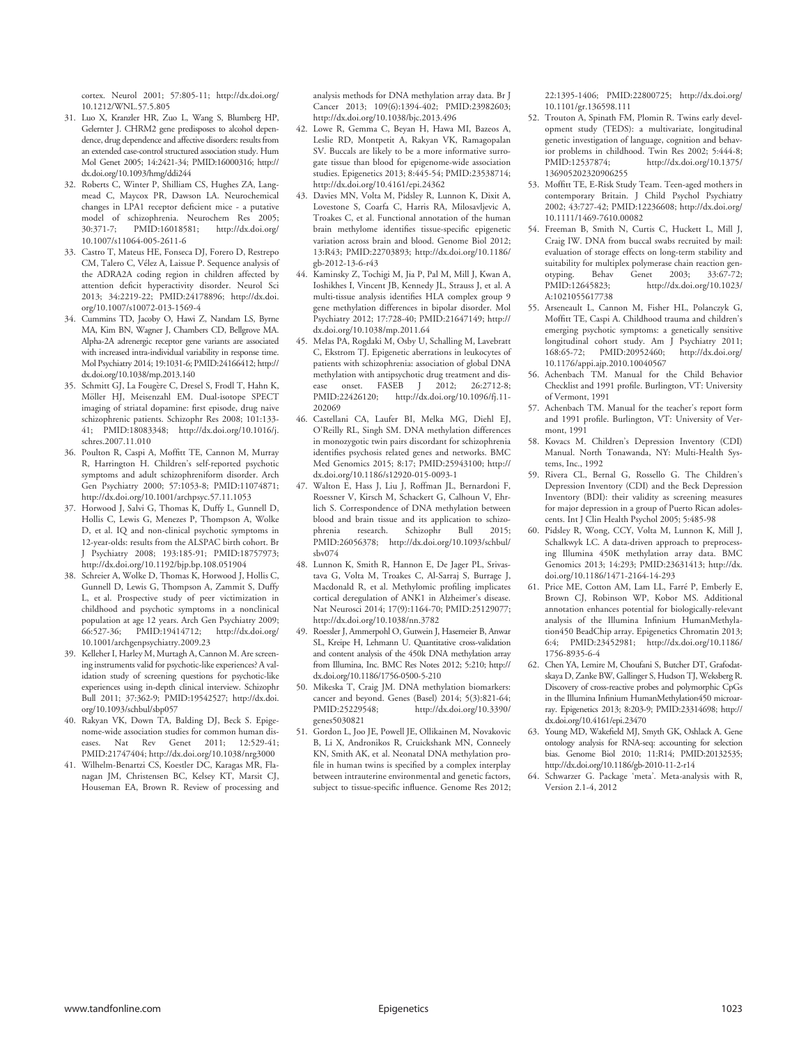cortex. Neurol 2001; 57:805-11; http://dx.doi.org/10.1212/WNL.57.5.805

31. Luo X, Kranzler HR, Zuo L, Wang S, Blumberg HP, Gelernter J. CHRM2 gene predisposes to alcohol dependence, drug dependence and affective disorders: results from an extended case-control structured association study. Hum Mol Genet 2005; 14:2421-34; PMID:16000316; http://dx.doi.org/10.1093/hmg/ddi244
32. Roberts C, Winter P, Shilliam CS, Hughes ZA, Langmead C, Maycox PR, Dawson LA. Neurochemical changes in LPA1 receptor deficient mice - a putative model of schizophrenia. Neurochem Res 2005; 30:371-7; PMID:16018581; http://dx.doi.org/10.1007/s11064-005-2611-6
33. Castro T, Mateus HE, Fonseca DJ, Forero D, Restrepo CM, Talero C, Vélez A, Laissue P. Sequence analysis of the ADRA2A coding region in children affected by attention deficit hyperactivity disorder. Neurol Sci 2013; 34:2219-22; PMID:24178896; http://dx.doi.org/10.1007/s10072-013-1569-4
34. Cummins TD, Jacoby O, Hawi Z, Nandam LS, Byrne MA, Kim BN, Wagner J, Chambers CD, Bellgrove MA. Alpha-2A adrenergic receptor gene variants are associated with increased intra-individual variability in response time. Mol Psychiatry 2014; 19:1031-6; PMID:24166412; http://dx.doi.org/10.1038/mp.2013.140
35. Schmitt GJ, La Fougère C, Dresel S, Frodl T, Hahn K, Möller HJ, Meisenzahl EM. Dual-isotope SPECT imaging of striatal dopamine: first episode, drug naive schizophrenic patients. Schizophr Res 2008; 101:133-41; PMID:18083348; http://dx.doi.org/10.1016/j.schres.2007.11.010
36. Poulton R, Caspi A, Moffitt TE, Cannon M, Murray R, Harrington H. Children's self-reported psychotic symptoms and adult schizophreniform disorder. Arch Gen Psychiatry 2000; 57:1053-8; PMID:11074871; http://dx.doi.org/10.1001/archpsyc.57.11.1053
37. Horwood J, Salvi G, Thomas K, Duffy L, Gunnell D, Hollis C, Lewis G, Menezes P, Thompson A, Wolke D, et al. IQ and non-clinical psychotic symptoms in 12-year-olds: results from the ALSPAC birth cohort. Br J Psychiatry 2008; 193:185-91; PMID:18757973; http://dx.doi.org/10.1192/bjp.bp.108.051904
38. Schreier A, Wolke D, Thomas K, Horwood J, Hollis C, Gunnell D, Lewis G, Thompson A, Zammit S, Duffy L, et al. Prospective study of peer victimization in childhood and psychotic symptoms in a nonclinical population at age 12 years. Arch Gen Psychiatry 2009; 66:527-36; PMID:19414712; http://dx.doi.org/10.1001/archgenpsychiatry.2009.23
39. Kelleher I, Harley M, Murtagh A, Cannon M. Are screening instruments valid for psychotic-like experiences? A validation study of screening questions for psychotic-like experiences using in-depth clinical interview. Schizophr Bull 2011; 37:362-9; PMID:19542527; http://dx.doi.org/10.1093/schbul/sbp057
40. Rakyan VK, Down TA, Balding DJ, Beck S. Epigenome-wide association studies for common human diseases. Nat Rev Genet 2011; 12:529-41; PMID:21747404; http://dx.doi.org/10.1038/nrg3000
41. Wilhelm-Benartzi CS, Koestler DC, Karagas MR, Flanagan JM, Christensen BC, Kelsey KT, Marsit CJ, Houseman EA, Brown R. Review of processing and analysis methods for DNA methylation array data. Br J Cancer 2013; 109(6):1394-402; PMID:23982603; http://dx.doi.org/10.1038/bjc.2013.496
42. Lowe R, Gemma C, Beyan H, Hawa MI, Bazeos A, Leslie RD, Montpetit A, Rakyan VK, Ramagopalan SV. Buccals are likely to be a more informative surrogate tissue than blood for epigenome-wide association studies. Epigenetics 2013; 8:445-54; PMID:23538714; http://dx.doi.org/10.4161/epi.24362
43. Davies MN, Volta M, Pidsley R, Lunnon K, Dixit A, Lovestone S, Coarfa C, Harris RA, Milosavljevic A, Troakes C, et al. Functional annotation of the human brain methylome identifies tissue-specific epigenetic variation across brain and blood. Genome Biol 2012; 13:R43; PMID:22703893; http://dx.doi.org/10.1186/gb-2012-13-6-r43
44. Kaminsky Z, Tochigi M, Jia P, Pal M, Mill J, Kwan A, Ioshikhes I, Vincent JB, Kennedy JL, Strauss J, et al. A multi-tissue analysis identifies HLA complex group 9 gene methylation differences in bipolar disorder. Mol Psychiatry 2012; 17:728-40; PMID:21647149; http://dx.doi.org/10.1038/mp.2011.64
45. Melas PA, Rogdaki M, Osby U, Schalling M, Lavebratt C, Ekstrom TJ. Epigenetic aberrations in leukocytes of patients with schizophrenia: association of global DNA methylation with antipsychotic drug treatment and disease onset. FASEB J 2012; 26:2712-8; PMID:22426120; http://dx.doi.org/10.1096/fj.11-202069
46. Castellani CA, Laufer BI, Melka MG, Diehl EJ, O'Reilly RL, Singh SM. DNA methylation differences in monozygotic twin pairs discordant for schizophrenia identifies psychosis related genes and networks. BMC Med Genomics 2015; 8:17; PMID:25943100; http://dx.doi.org/10.1186/s12920-015-0093-1
47. Walton E, Hass J, Liu J, Roffman JL, Bernardoni F, Roessner V, Kirsch M, Schackert G, Calhoun V, Ehrlich S. Correspondence of DNA methylation between blood and brain tissue and its application to schizophrenia research. Schizophr Bull 2015; PMID:26056378; http://dx.doi.org/10.1093/schbul/sbv074
48. Lunnon K, Smith R, Hannon E, De Jager PL, Srivastava G, Volta M, Troakes C, Al-Sarraj S, Burrage J, Macdonald R, et al. Methylomic profiling implicates cortical deregulation of ANK1 in Alzheimer's disease. Nat Neurosci 2014; 17(9):1164-70; PMID:25129077; http://dx.doi.org/10.1038/nn.3782
49. Roessler J, Ammerpohl O, Gutwein J, Hasemeier B, Anwar SL, Kreipe H, Lehmann U. Quantitative cross-validation and content analysis of the 450k DNA methylation array from Illumina, Inc. BMC Res Notes 2012; 5:210; http://dx.doi.org/10.1186/1756-0500-5-210
50. Mikeska T, Craig JM. DNA methylation biomarkers: cancer and beyond. Genes (Basel) 2014; 5(3):821-64; PMID:25229548; http://dx.doi.org/10.3390/genes5030821
51. Gordon L, Joo JE, Powell JE, Ollikainen M, Novakovic B, Li X, Andronikos R, Cruickshank MN, Conneely KN, Smith AK, et al. Neonatal DNA methylation profile in human twins is specified by a complex interplay between intrauterine environmental and genetic factors, subject to tissue-specific influence. Genome Res 2012; 22:1395-1406; PMID:22800725; http://dx.doi.org/10.1101/gr.136598.111
52. Trouton A, Spinath FM, Plomin R. Twins early development study (TEDS): a multivariate, longitudinal genetic investigation of language, cognition and behavior problems in childhood. Twin Res 2002; 5:444-8; PMID:12537874; http://dx.doi.org/10.1375/136905202320906255
53. Moffitt TE, E-Risk Study Team. Teen-aged mothers in contemporary Britain. J Child Psychol Psychiatry 2002; 43:727-42; PMID:12236608; http://dx.doi.org/10.1111/1469-7610.00082
54. Freeman B, Smith N, Curtis C, Huckett L, Mill J, Craig IW. DNA from buccal swabs recruited by mail: evaluation of storage effects on long-term stability and suitability for multiplex polymerase chain reaction genotyping. Behav Genet 2003; 33:67-72; PMID:12645823; http://dx.doi.org/10.1023/A:1021055617738
55. Arseneault L, Cannon M, Fisher HL, Polanczyk G, Moffitt TE, Caspi A. Childhood trauma and children's emerging psychotic symptoms: a genetically sensitive longitudinal cohort study. Am J Psychiatry 2011; 168:65-72; PMID:20952460; http://dx.doi.org/10.1176/appi.ajp.2010.10040567
56. Achenbach TM. Manual for the Child Behavior Checklist and 1991 profile. Burlington, VT: University of Vermont, 1991
57. Achenbach TM. Manual for the teacher's report form and 1991 profile. Burlington, VT: University of Vermont, 1991
58. Kovacs M. Children's Depression Inventory (CDI) Manual. North Tonawanda, NY: Multi-Health Systems, Inc., 1992
59. Rivera CL, Bernal G, Rossello G. The Children's Depression Inventory (CDI) and the Beck Depression Inventory (BDI): their validity as screening measures for major depression in a group of Puerto Rican adolescents. Int J Clin Health Psychol 2005; 5:485-98
60. Pidsley R, Wong, CCY, Volta M, Lunnon K, Mill J, Schalkwyk LC. A data-driven approach to preprocessing Illumina 450K methylation array data. BMC Genomics 2013; 14:293; PMID:23631413; http://dx.doi.org/10.1186/1471-2164-14-293
61. Price ME, Cotton AM, Lam LL, Farré P, Emberly E, Brown CJ, Robinson WP, Kobor MS. Additional annotation enhances potential for biologically-relevant analysis of the Illumina Infinium HumanMethylation450 BeadChip array. Epigenetics Chromatin 2013; 6:4; PMID:23452981; http://dx.doi.org/10.1186/1756-8935-6-4
62. Chen YA, Lemire M, Choufani S, Butcher DT, Grafodatskaya D, Zanke BW, Gallinger S, Hudson TJ, Weksberg R. Discovery of cross-reactive probes and polymorphic CpGs in the Illumina Infinium HumanMethylation450 microarray. Epigenetics 2013; 8:203-9; PMID:23314698; http://dx.doi.org/10.4161/epi.23470
63. Young MD, Wakefield MJ, Smyth GK, Oshlack A. Gene ontology analysis for RNA-seq: accounting for selection bias. Genome Biol 2010; 11:R14; PMID:20132535; http://dx.doi.org/10.1186/gb-2010-11-2-r14
64. Schwarzer G. Package 'meta'. Meta-analysis with R, Version 2.1-4, 2012